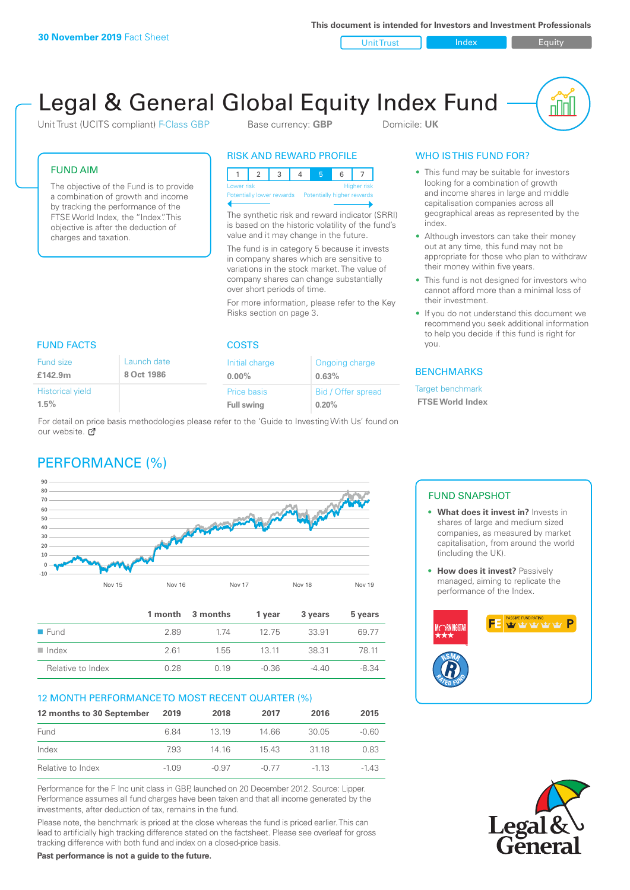**30 November 2019** Fact Sheet

This document is intended for Investors and Investment Professionals

Unit Trust | Index | Equity

# Legal & General Global Equity Index Fund

Unit Trust (UCITS compliant) F-Class GBP    Base currency: **GBP**    Domicile: **UK**

## FUND AIM

The objective of the Fund is to provide a combination of growth and income by tracking the performance of the FTSE World Index, the "Index". This objective is after the deduction of charges and taxation.

## RISK AND REWARD PROFILE

| 1 | 2 | 3 | 4 | 5 | 6 | 7 |
|---|---|---|---|---|---|---|

Lower risk — Potentially lower rewards | Higher risk — Potentially higher rewards

The synthetic risk and reward indicator (SRRI) is based on the historic volatility of the fund's value and it may change in the future.

The fund is in category 5 because it invests in company shares which are sensitive to variations in the stock market. The value of company shares can change substantially over short periods of time.

For more information, please refer to the Key Risks section on page 3.

## WHO IS THIS FUND FOR?

- This fund may be suitable for investors looking for a combination of growth and income shares in large and middle capitalisation companies across all geographical areas as represented by the index.
- Although investors can take their money out at any time, this fund may not be appropriate for those who plan to withdraw their money within five years.
- This fund is not designed for investors who cannot afford more than a minimal loss of their investment.
- If you do not understand this document we recommend you seek additional information to help you decide if this fund is right for you.

## FUND FACTS

| Fund size | Launch date |
|---|---|
| **£142.9m** | **8 Oct 1986** |
| Historical yield | |
| **1.5%** | |

## COSTS

| Initial charge | Ongoing charge |
|---|---|
| **0.00%** | **0.63%** |
| Price basis | Bid / Offer spread |
| **Full swing** | **0.20%** |

For detail on price basis methodologies please refer to the 'Guide to Investing With Us' found on our website.

## BENCHMARKS

Target benchmark

**FTSE World Index**

## PERFORMANCE (%)

| | 1 month | 3 months | 1 year | 3 years | 5 years |
|---|---|---|---|---|---|
| Fund | 2.89 | 1.74 | 12.75 | 33.91 | 69.77 |
| Index | 2.61 | 1.55 | 13.11 | 38.31 | 78.11 |
| Relative to Index | 0.28 | 0.19 | -0.36 | -4.40 | -8.34 |

## 12 MONTH PERFORMANCE TO MOST RECENT QUARTER (%)

| 12 months to 30 September | 2019 | 2018 | 2017 | 2016 | 2015 |
|---|---|---|---|---|---|
| Fund | 6.84 | 13.19 | 14.66 | 30.05 | -0.60 |
| Index | 7.93 | 14.16 | 15.43 | 31.18 | 0.83 |
| Relative to Index | -1.09 | -0.97 | -0.77 | -1.13 | -1.43 |

Performance for the F Inc unit class in GBP, launched on 20 December 2012. Source: Lipper. Performance assumes all fund charges have been taken and that all income generated by the investments, after deduction of tax, remains in the fund.

Please note, the benchmark is priced at the close whereas the fund is priced earlier. This can lead to artificially high tracking difference stated on the factsheet. Please see overleaf for gross tracking difference with both fund and index on a closed-price basis.

**Past performance is not a guide to the future.**

## FUND SNAPSHOT

- **What does it invest in?** Invests in shares of large and medium sized companies, as measured by market capitalisation, from around the world (including the UK).
- **How does it invest?** Passively managed, aiming to replicate the performance of the Index.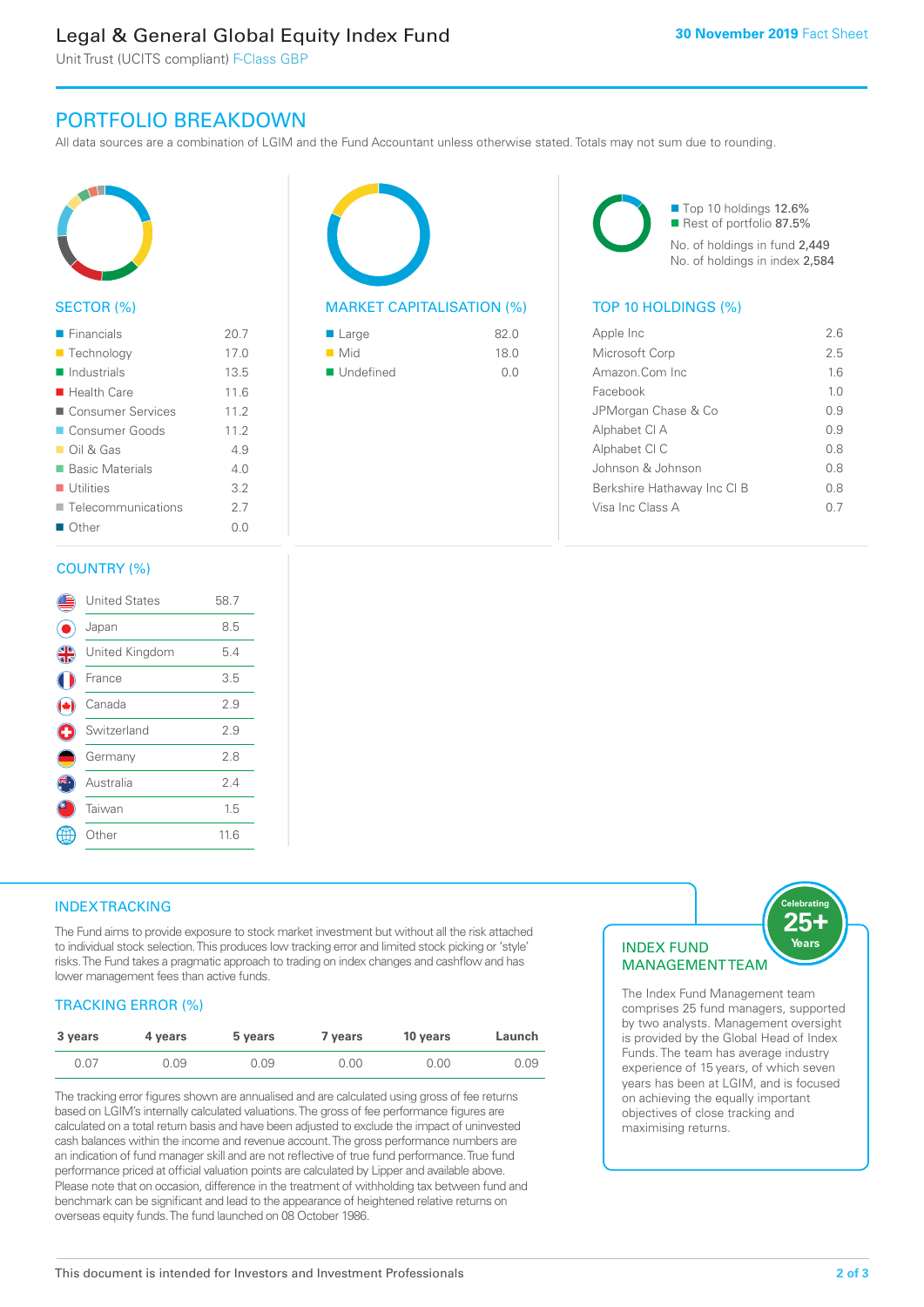# Legal & General Global Equity Index Fund

Unit Trust (UCITS compliant) F-Class GBP

**30 November 2019** Fact Sheet

## PORTFOLIO BREAKDOWN

All data sources are a combination of LGIM and the Fund Accountant unless otherwise stated. Totals may not sum due to rounding.

### SECTOR (%)

| Sector | % |
|---|---|
| Financials | 20.7 |
| Technology | 17.0 |
| Industrials | 13.5 |
| Health Care | 11.6 |
| Consumer Services | 11.2 |
| Consumer Goods | 11.2 |
| Oil & Gas | 4.9 |
| Basic Materials | 4.0 |
| Utilities | 3.2 |
| Telecommunications | 2.7 |
| Other | 0.0 |

### MARKET CAPITALISATION (%)

| Market Cap | % |
|---|---|
| Large | 82.0 |
| Mid | 18.0 |
| Undefined | 0.0 |

Top 10 holdings 12.6%
Rest of portfolio 87.5%
No. of holdings in fund 2,449
No. of holdings in index 2,584

### TOP 10 HOLDINGS (%)

| Holding | % |
|---|---|
| Apple Inc | 2.6 |
| Microsoft Corp | 2.5 |
| Amazon.Com Inc | 1.6 |
| Facebook | 1.0 |
| JPMorgan Chase & Co | 0.9 |
| Alphabet Cl A | 0.9 |
| Alphabet Cl C | 0.8 |
| Johnson & Johnson | 0.8 |
| Berkshire Hathaway Inc Cl B | 0.8 |
| Visa Inc Class A | 0.7 |

### COUNTRY (%)

| Country | % |
|---|---|
| United States | 58.7 |
| Japan | 8.5 |
| United Kingdom | 5.4 |
| France | 3.5 |
| Canada | 2.9 |
| Switzerland | 2.9 |
| Germany | 2.8 |
| Australia | 2.4 |
| Taiwan | 1.5 |
| Other | 11.6 |

## INDEX TRACKING

The Fund aims to provide exposure to stock market investment but without all the risk attached to individual stock selection. This produces low tracking error and limited stock picking or 'style' risks. The Fund takes a pragmatic approach to trading on index changes and cashflow and has lower management fees than active funds.

### TRACKING ERROR (%)

| 3 years | 4 years | 5 years | 7 years | 10 years | Launch |
|---|---|---|---|---|---|
| 0.07 | 0.09 | 0.09 | 0.00 | 0.00 | 0.09 |

The tracking error figures shown are annualised and are calculated using gross of fee returns based on LGIM's internally calculated valuations. The gross of fee performance figures are calculated on a total return basis and have been adjusted to exclude the impact of uninvested cash balances within the income and revenue account. The gross performance numbers are an indication of fund manager skill and are not reflective of true fund performance. True fund performance priced at official valuation points are calculated by Lipper and available above. Please note that on occasion, difference in the treatment of withholding tax between fund and benchmark can be significant and lead to the appearance of heightened relative returns on overseas equity funds. The fund launched on 08 October 1986.

## INDEX FUND MANAGEMENT TEAM

Celebrating 25+ Years

The Index Fund Management team comprises 25 fund managers, supported by two analysts. Management oversight is provided by the Global Head of Index Funds. The team has average industry experience of 15 years, of which seven years has been at LGIM, and is focused on achieving the equally important objectives of close tracking and maximising returns.

This document is intended for Investors and Investment Professionals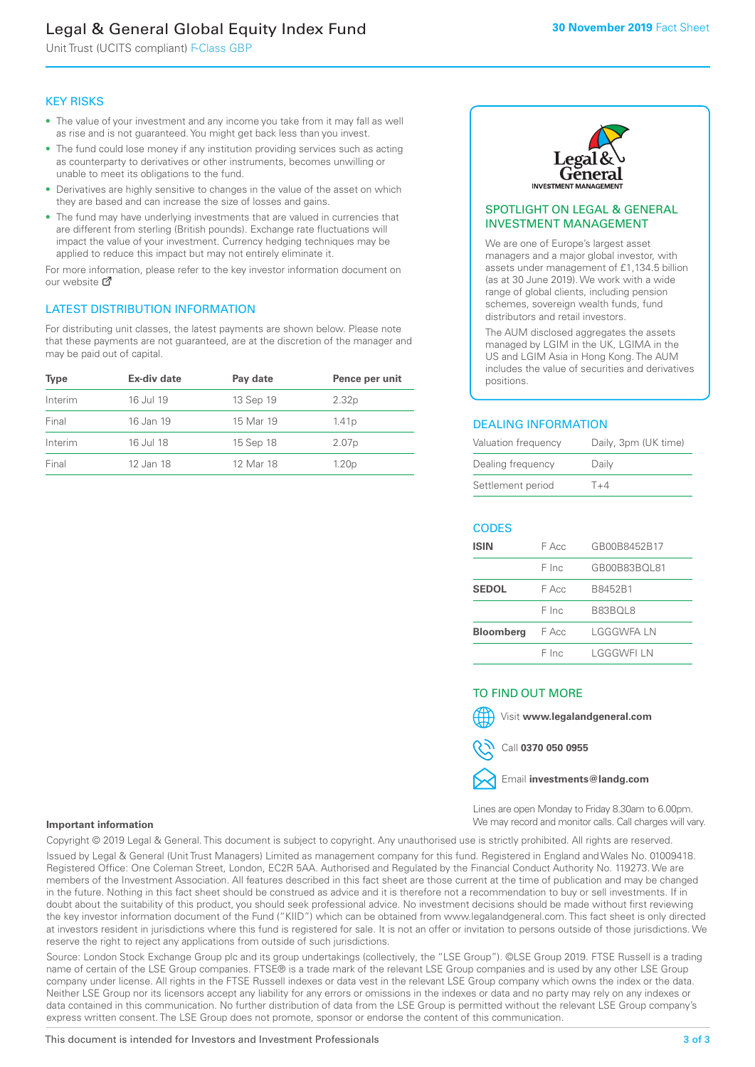# Legal & General Global Equity Index Fund

Unit Trust (UCITS compliant) F-Class GBP

30 November 2019 Fact Sheet

## KEY RISKS

- The value of your investment and any income you take from it may fall as well as rise and is not guaranteed. You might get back less than you invest.
- The fund could lose money if any institution providing services such as acting as counterparty to derivatives or other instruments, becomes unwilling or unable to meet its obligations to the fund.
- Derivatives are highly sensitive to changes in the value of the asset on which they are based and can increase the size of losses and gains.
- The fund may have underlying investments that are valued in currencies that are different from sterling (British pounds). Exchange rate fluctuations will impact the value of your investment. Currency hedging techniques may be applied to reduce this impact but may not entirely eliminate it.

For more information, please refer to the key investor information document on our website

## LATEST DISTRIBUTION INFORMATION

For distributing unit classes, the latest payments are shown below. Please note that these payments are not guaranteed, are at the discretion of the manager and may be paid out of capital.

| Type | Ex-div date | Pay date | Pence per unit |
|---|---|---|---|
| Interim | 16 Jul 19 | 13 Sep 19 | 2.32p |
| Final | 16 Jan 19 | 15 Mar 19 | 1.41p |
| Interim | 16 Jul 18 | 15 Sep 18 | 2.07p |
| Final | 12 Jan 18 | 12 Mar 18 | 1.20p |

## SPOTLIGHT ON LEGAL & GENERAL INVESTMENT MANAGEMENT

We are one of Europe's largest asset managers and a major global investor, with assets under management of £1,134.5 billion (as at 30 June 2019). We work with a wide range of global clients, including pension schemes, sovereign wealth funds, fund distributors and retail investors.

The AUM disclosed aggregates the assets managed by LGIM in the UK, LGIMA in the US and LGIM Asia in Hong Kong. The AUM includes the value of securities and derivatives positions.

## DEALING INFORMATION

| | |
|---|---|
| Valuation frequency | Daily, 3pm (UK time) |
| Dealing frequency | Daily |
| Settlement period | T+4 |

## CODES

| | | |
|---|---|---|
| **ISIN** | F Acc | GB00B8452B17 |
| | F Inc | GB00B83BQL81 |
| **SEDOL** | F Acc | B8452B1 |
| | F Inc | B83BQL8 |
| **Bloomberg** | F Acc | LGGGWFA LN |
| | F Inc | LGGGWFI LN |

## TO FIND OUT MORE

Visit **www.legalandgeneral.com**

Call **0370 050 0955**

Email **investments@landg.com**

Lines are open Monday to Friday 8.30am to 6.00pm. We may record and monitor calls. Call charges will vary.

**Important information**

Copyright © 2019 Legal & General. This document is subject to copyright. Any unauthorised use is strictly prohibited. All rights are reserved.

Issued by Legal & General (Unit Trust Managers) Limited as management company for this fund. Registered in England and Wales No. 01009418. Registered Office: One Coleman Street, London, EC2R 5AA. Authorised and Regulated by the Financial Conduct Authority No. 119273. We are members of the Investment Association. All features described in this fact sheet are those current at the time of publication and may be changed in the future. Nothing in this fact sheet should be construed as advice and it is therefore not a recommendation to buy or sell investments. If in doubt about the suitability of this product, you should seek professional advice. No investment decisions should be made without first reviewing the key investor information document of the Fund ("KIID") which can be obtained from www.legalandgeneral.com. This fact sheet is only directed at investors resident in jurisdictions where this fund is registered for sale. It is not an offer or invitation to persons outside of those jurisdictions. We reserve the right to reject any applications from outside of such jurisdictions.

Source: London Stock Exchange Group plc and its group undertakings (collectively, the "LSE Group"). ©LSE Group 2019. FTSE Russell is a trading name of certain of the LSE Group companies. FTSE® is a trade mark of the relevant LSE Group companies and is used by any other LSE Group company under license. All rights in the FTSE Russell indexes or data vest in the relevant LSE Group company which owns the index or the data. Neither LSE Group nor its licensors accept any liability for any errors or omissions in the indexes or data and no party may rely on any indexes or data contained in this communication. No further distribution of data from the LSE Group is permitted without the relevant LSE Group company's express written consent. The LSE Group does not promote, sponsor or endorse the content of this communication.

This document is intended for Investors and Investment Professionals